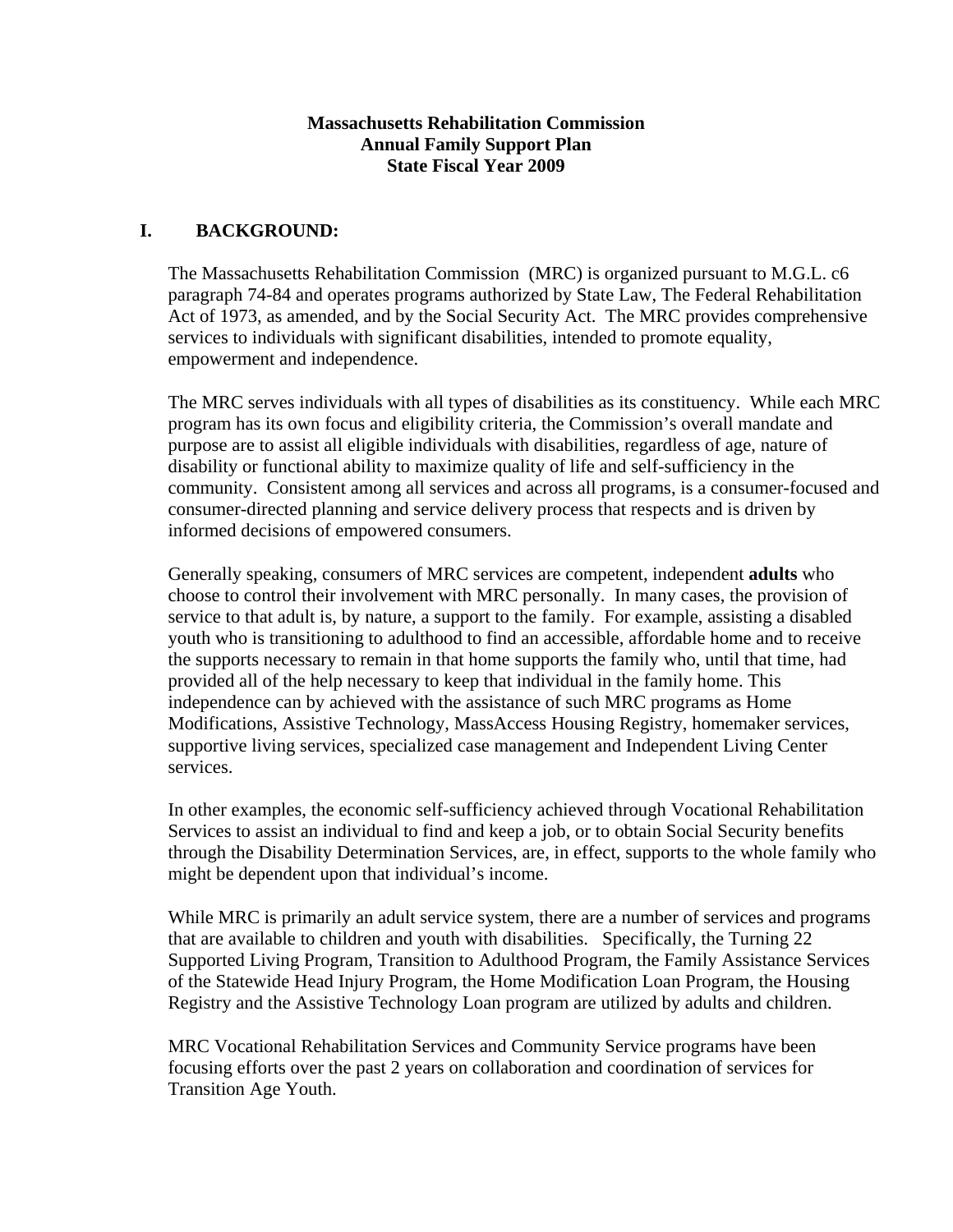**Massachusetts Rehabilitation Commission**
**Annual Family Support Plan**
**State Fiscal Year 2009**

## I. BACKGROUND:

The Massachusetts Rehabilitation Commission (MRC) is organized pursuant to M.G.L. c6 paragraph 74-84 and operates programs authorized by State Law, The Federal Rehabilitation Act of 1973, as amended, and by the Social Security Act. The MRC provides comprehensive services to individuals with significant disabilities, intended to promote equality, empowerment and independence.

The MRC serves individuals with all types of disabilities as its constituency. While each MRC program has its own focus and eligibility criteria, the Commission's overall mandate and purpose are to assist all eligible individuals with disabilities, regardless of age, nature of disability or functional ability to maximize quality of life and self-sufficiency in the community. Consistent among all services and across all programs, is a consumer-focused and consumer-directed planning and service delivery process that respects and is driven by informed decisions of empowered consumers.

Generally speaking, consumers of MRC services are competent, independent **adults** who choose to control their involvement with MRC personally. In many cases, the provision of service to that adult is, by nature, a support to the family. For example, assisting a disabled youth who is transitioning to adulthood to find an accessible, affordable home and to receive the supports necessary to remain in that home supports the family who, until that time, had provided all of the help necessary to keep that individual in the family home. This independence can by achieved with the assistance of such MRC programs as Home Modifications, Assistive Technology, MassAccess Housing Registry, homemaker services, supportive living services, specialized case management and Independent Living Center services.

In other examples, the economic self-sufficiency achieved through Vocational Rehabilitation Services to assist an individual to find and keep a job, or to obtain Social Security benefits through the Disability Determination Services, are, in effect, supports to the whole family who might be dependent upon that individual's income.

While MRC is primarily an adult service system, there are a number of services and programs that are available to children and youth with disabilities. Specifically, the Turning 22 Supported Living Program, Transition to Adulthood Program, the Family Assistance Services of the Statewide Head Injury Program, the Home Modification Loan Program, the Housing Registry and the Assistive Technology Loan program are utilized by adults and children.

MRC Vocational Rehabilitation Services and Community Service programs have been focusing efforts over the past 2 years on collaboration and coordination of services for Transition Age Youth.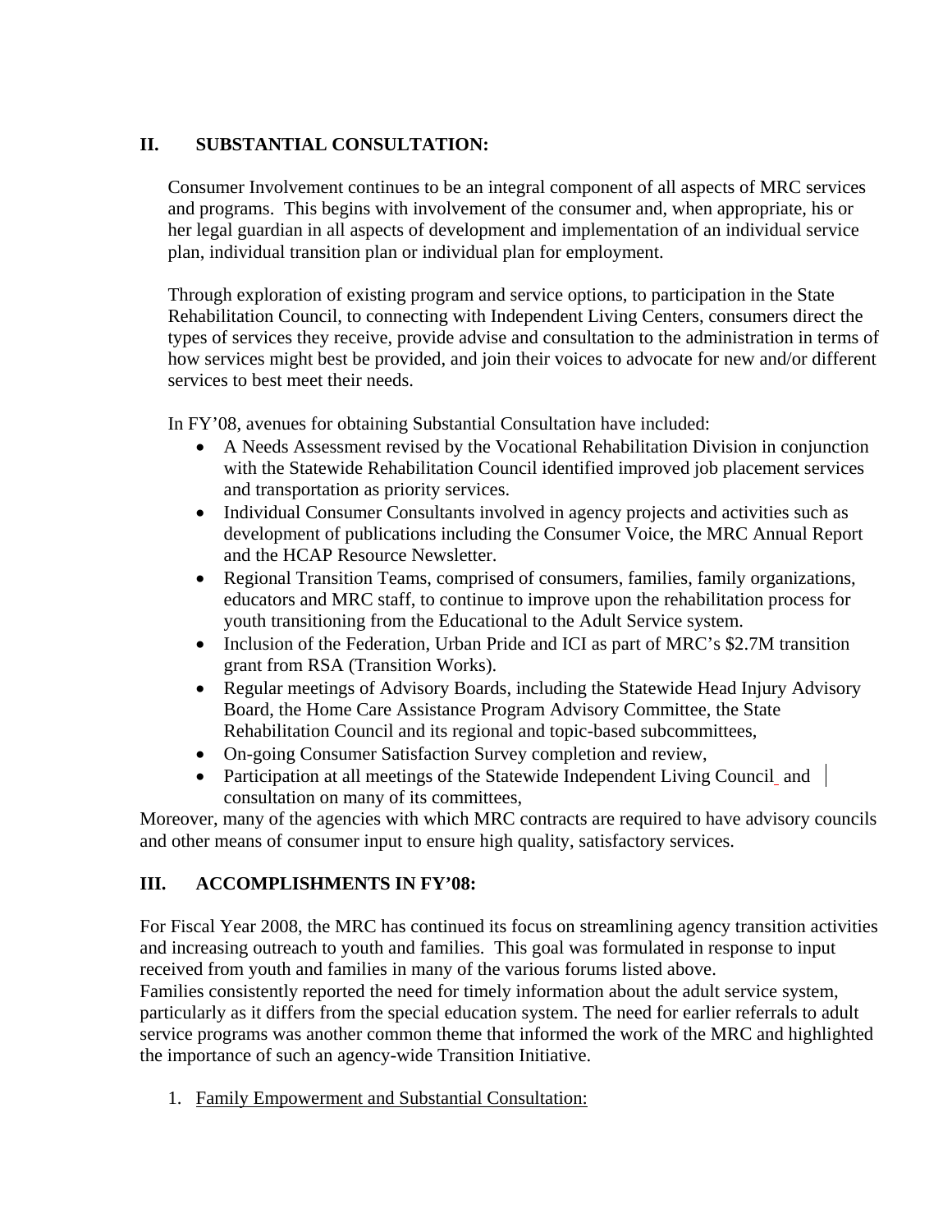## II. SUBSTANTIAL CONSULTATION:

Consumer Involvement continues to be an integral component of all aspects of MRC services and programs. This begins with involvement of the consumer and, when appropriate, his or her legal guardian in all aspects of development and implementation of an individual service plan, individual transition plan or individual plan for employment.

Through exploration of existing program and service options, to participation in the State Rehabilitation Council, to connecting with Independent Living Centers, consumers direct the types of services they receive, provide advise and consultation to the administration in terms of how services might best be provided, and join their voices to advocate for new and/or different services to best meet their needs.

In FY'08, avenues for obtaining Substantial Consultation have included:

- A Needs Assessment revised by the Vocational Rehabilitation Division in conjunction with the Statewide Rehabilitation Council identified improved job placement services and transportation as priority services.
- Individual Consumer Consultants involved in agency projects and activities such as development of publications including the Consumer Voice, the MRC Annual Report and the HCAP Resource Newsletter.
- Regional Transition Teams, comprised of consumers, families, family organizations, educators and MRC staff, to continue to improve upon the rehabilitation process for youth transitioning from the Educational to the Adult Service system.
- Inclusion of the Federation, Urban Pride and ICI as part of MRC's $2.7M transition grant from RSA (Transition Works).
- Regular meetings of Advisory Boards, including the Statewide Head Injury Advisory Board, the Home Care Assistance Program Advisory Committee, the State Rehabilitation Council and its regional and topic-based subcommittees,
- On-going Consumer Satisfaction Survey completion and review,
- Participation at all meetings of the Statewide Independent Living Council and consultation on many of its committees,

Moreover, many of the agencies with which MRC contracts are required to have advisory councils and other means of consumer input to ensure high quality, satisfactory services.

## III. ACCOMPLISHMENTS IN FY'08:

For Fiscal Year 2008, the MRC has continued its focus on streamlining agency transition activities and increasing outreach to youth and families. This goal was formulated in response to input received from youth and families in many of the various forums listed above.
Families consistently reported the need for timely information about the adult service system, particularly as it differs from the special education system. The need for earlier referrals to adult service programs was another common theme that informed the work of the MRC and highlighted the importance of such an agency-wide Transition Initiative.

1. Family Empowerment and Substantial Consultation: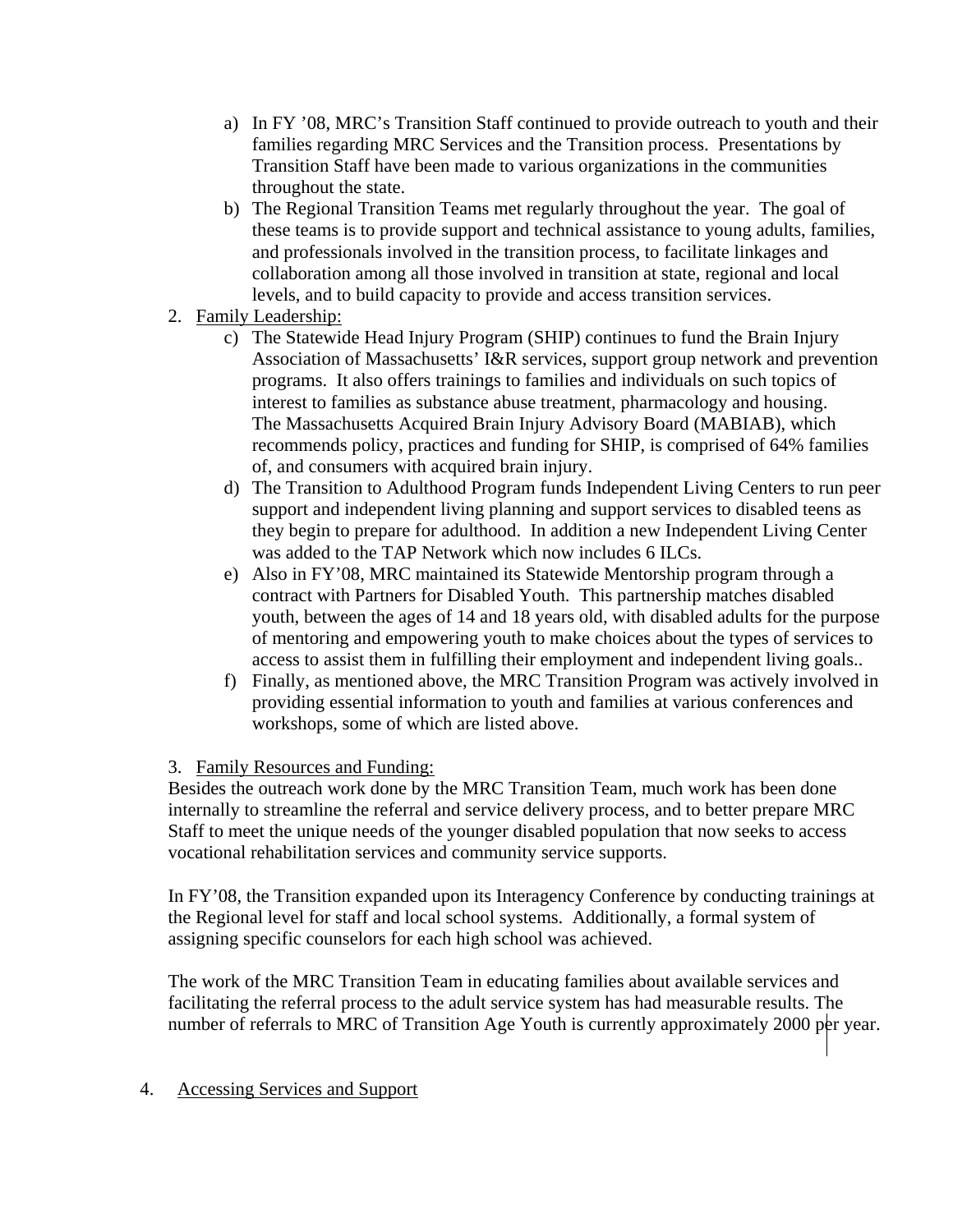a) In FY '08, MRC's Transition Staff continued to provide outreach to youth and their families regarding MRC Services and the Transition process. Presentations by Transition Staff have been made to various organizations in the communities throughout the state.
b) The Regional Transition Teams met regularly throughout the year. The goal of these teams is to provide support and technical assistance to young adults, families, and professionals involved in the transition process, to facilitate linkages and collaboration among all those involved in transition at state, regional and local levels, and to build capacity to provide and access transition services.

2. <u>Family Leadership:</u>
   c) The Statewide Head Injury Program (SHIP) continues to fund the Brain Injury Association of Massachusetts' I&R services, support group network and prevention programs. It also offers trainings to families and individuals on such topics of interest to families as substance abuse treatment, pharmacology and housing. The Massachusetts Acquired Brain Injury Advisory Board (MABIAB), which recommends policy, practices and funding for SHIP, is comprised of 64% families of, and consumers with acquired brain injury.
   d) The Transition to Adulthood Program funds Independent Living Centers to run peer support and independent living planning and support services to disabled teens as they begin to prepare for adulthood. In addition a new Independent Living Center was added to the TAP Network which now includes 6 ILCs.
   e) Also in FY'08, MRC maintained its Statewide Mentorship program through a contract with Partners for Disabled Youth. This partnership matches disabled youth, between the ages of 14 and 18 years old, with disabled adults for the purpose of mentoring and empowering youth to make choices about the types of services to access to assist them in fulfilling their employment and independent living goals..
   f) Finally, as mentioned above, the MRC Transition Program was actively involved in providing essential information to youth and families at various conferences and workshops, some of which are listed above.

3. <u>Family Resources and Funding:</u>

Besides the outreach work done by the MRC Transition Team, much work has been done internally to streamline the referral and service delivery process, and to better prepare MRC Staff to meet the unique needs of the younger disabled population that now seeks to access vocational rehabilitation services and community service supports.

In FY'08, the Transition expanded upon its Interagency Conference by conducting trainings at the Regional level for staff and local school systems. Additionally, a formal system of assigning specific counselors for each high school was achieved.

The work of the MRC Transition Team in educating families about available services and facilitating the referral process to the adult service system has had measurable results. The number of referrals to MRC of Transition Age Youth is currently approximately 2000 per year.

4. <u>Accessing Services and Support</u>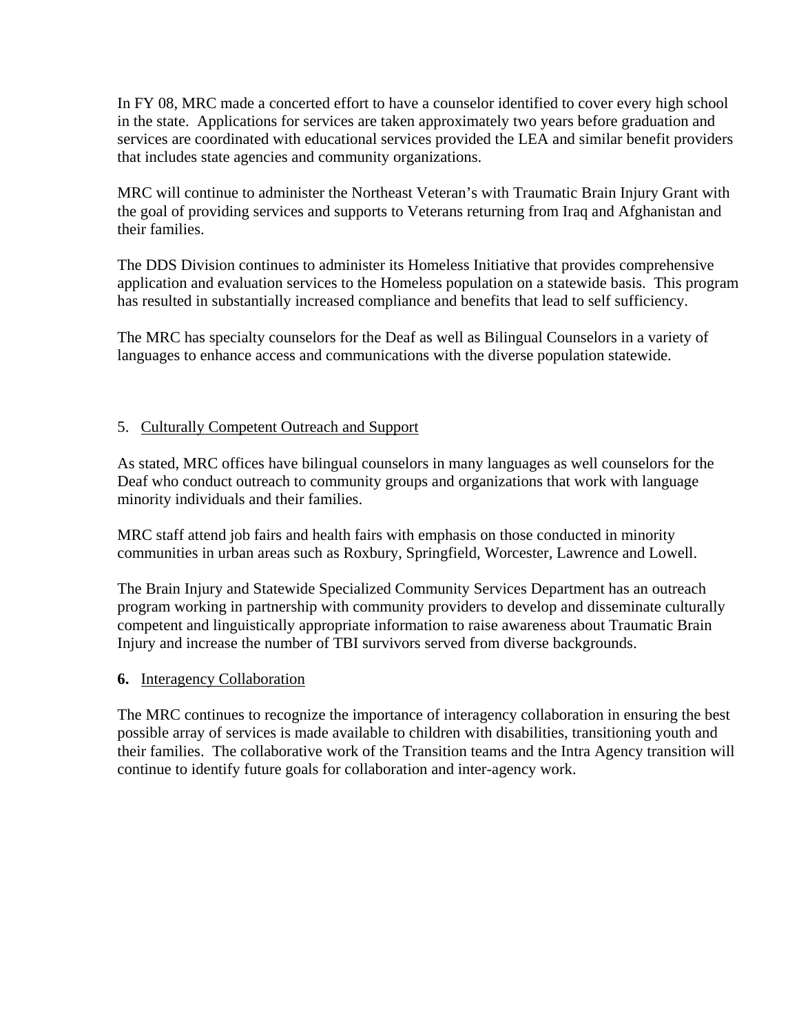In FY 08, MRC made a concerted effort to have a counselor identified to cover every high school in the state. Applications for services are taken approximately two years before graduation and services are coordinated with educational services provided the LEA and similar benefit providers that includes state agencies and community organizations.

MRC will continue to administer the Northeast Veteran's with Traumatic Brain Injury Grant with the goal of providing services and supports to Veterans returning from Iraq and Afghanistan and their families.

The DDS Division continues to administer its Homeless Initiative that provides comprehensive application and evaluation services to the Homeless population on a statewide basis. This program has resulted in substantially increased compliance and benefits that lead to self sufficiency.

The MRC has specialty counselors for the Deaf as well as Bilingual Counselors in a variety of languages to enhance access and communications with the diverse population statewide.

5. Culturally Competent Outreach and Support

As stated, MRC offices have bilingual counselors in many languages as well counselors for the Deaf who conduct outreach to community groups and organizations that work with language minority individuals and their families.

MRC staff attend job fairs and health fairs with emphasis on those conducted in minority communities in urban areas such as Roxbury, Springfield, Worcester, Lawrence and Lowell.

The Brain Injury and Statewide Specialized Community Services Department has an outreach program working in partnership with community providers to develop and disseminate culturally competent and linguistically appropriate information to raise awareness about Traumatic Brain Injury and increase the number of TBI survivors served from diverse backgrounds.

**6.** Interagency Collaboration

The MRC continues to recognize the importance of interagency collaboration in ensuring the best possible array of services is made available to children with disabilities, transitioning youth and their families. The collaborative work of the Transition teams and the Intra Agency transition will continue to identify future goals for collaboration and inter-agency work.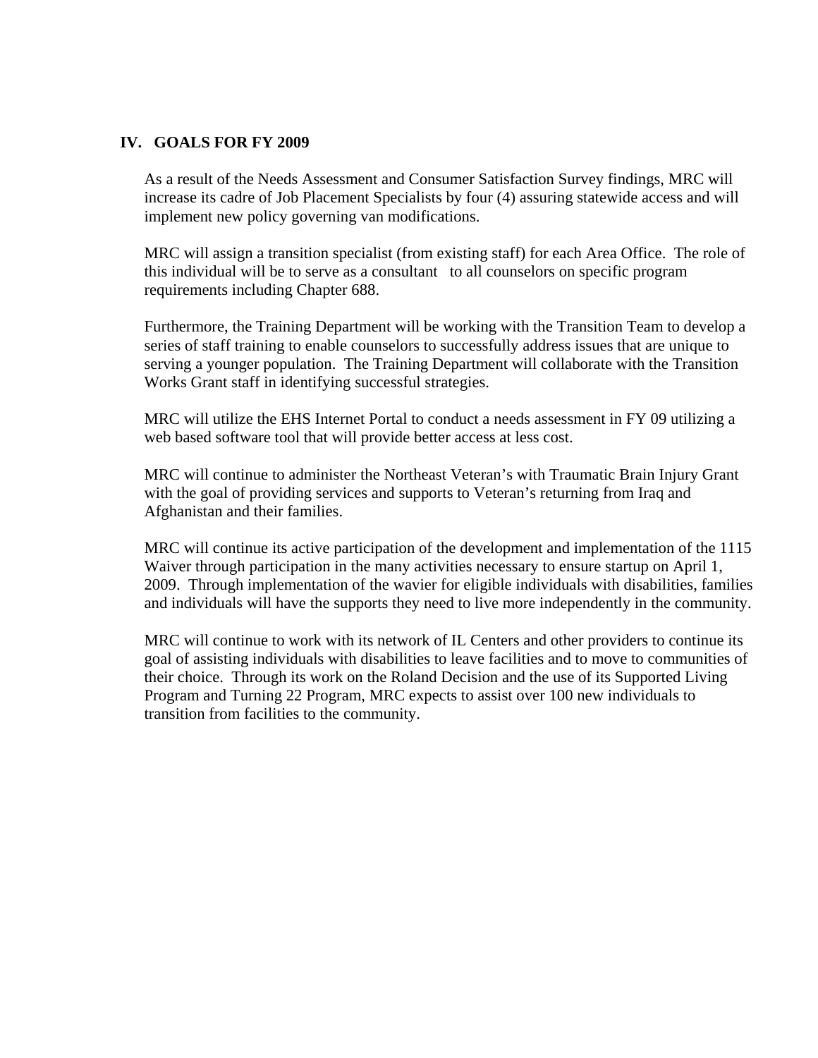## IV. GOALS FOR FY 2009

As a result of the Needs Assessment and Consumer Satisfaction Survey findings, MRC will increase its cadre of Job Placement Specialists by four (4) assuring statewide access and will implement new policy governing van modifications.

MRC will assign a transition specialist (from existing staff) for each Area Office. The role of this individual will be to serve as a consultant to all counselors on specific program requirements including Chapter 688.

Furthermore, the Training Department will be working with the Transition Team to develop a series of staff training to enable counselors to successfully address issues that are unique to serving a younger population. The Training Department will collaborate with the Transition Works Grant staff in identifying successful strategies.

MRC will utilize the EHS Internet Portal to conduct a needs assessment in FY 09 utilizing a web based software tool that will provide better access at less cost.

MRC will continue to administer the Northeast Veteran's with Traumatic Brain Injury Grant with the goal of providing services and supports to Veteran's returning from Iraq and Afghanistan and their families.

MRC will continue its active participation of the development and implementation of the 1115 Waiver through participation in the many activities necessary to ensure startup on April 1, 2009. Through implementation of the wavier for eligible individuals with disabilities, families and individuals will have the supports they need to live more independently in the community.

MRC will continue to work with its network of IL Centers and other providers to continue its goal of assisting individuals with disabilities to leave facilities and to move to communities of their choice. Through its work on the Roland Decision and the use of its Supported Living Program and Turning 22 Program, MRC expects to assist over 100 new individuals to transition from facilities to the community.